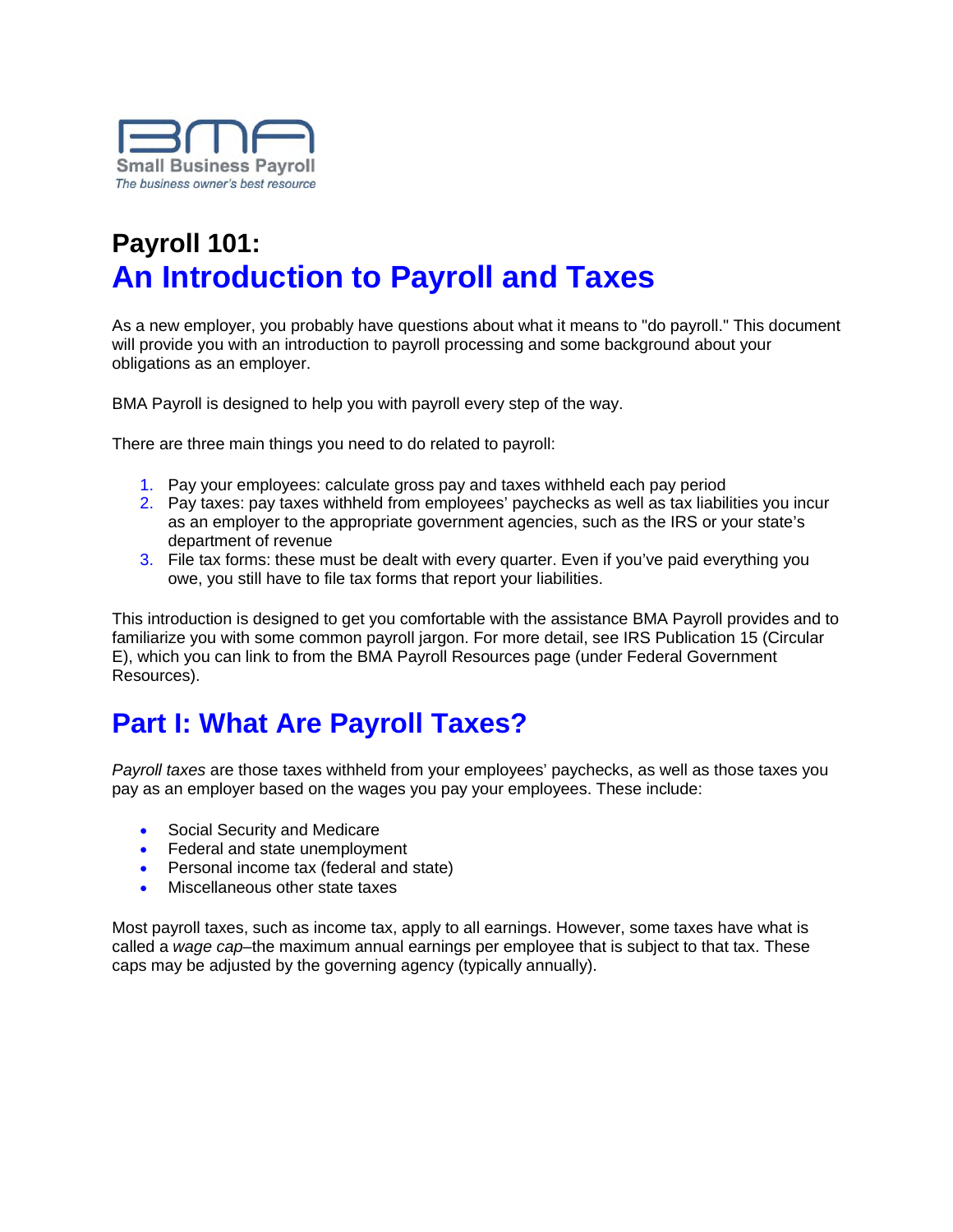BMA

Small Business Payroll

*The business owner's best resource*

# Payroll 101: An Introduction to Payroll and Taxes

As a new employer, you probably have questions about what it means to "do payroll." This document will provide you with an introduction to payroll processing and some background about your obligations as an employer.

BMA Payroll is designed to help you with payroll every step of the way.

There are three main things you need to do related to payroll:

1. Pay your employees: calculate gross pay and taxes withheld each pay period
2. Pay taxes: pay taxes withheld from employees' paychecks as well as tax liabilities you incur as an employer to the appropriate government agencies, such as the IRS or your state's department of revenue
3. File tax forms: these must be dealt with every quarter. Even if you've paid everything you owe, you still have to file tax forms that report your liabilities.

This introduction is designed to get you comfortable with the assistance BMA Payroll provides and to familiarize you with some common payroll jargon. For more detail, see IRS Publication 15 (Circular E), which you can link to from the BMA Payroll Resources page (under Federal Government Resources).

## Part I: What Are Payroll Taxes?

*Payroll taxes* are those taxes withheld from your employees' paychecks, as well as those taxes you pay as an employer based on the wages you pay your employees. These include:

- Social Security and Medicare
- Federal and state unemployment
- Personal income tax (federal and state)
- Miscellaneous other state taxes

Most payroll taxes, such as income tax, apply to all earnings. However, some taxes have what is called a *wage cap*–the maximum annual earnings per employee that is subject to that tax. These caps may be adjusted by the governing agency (typically annually).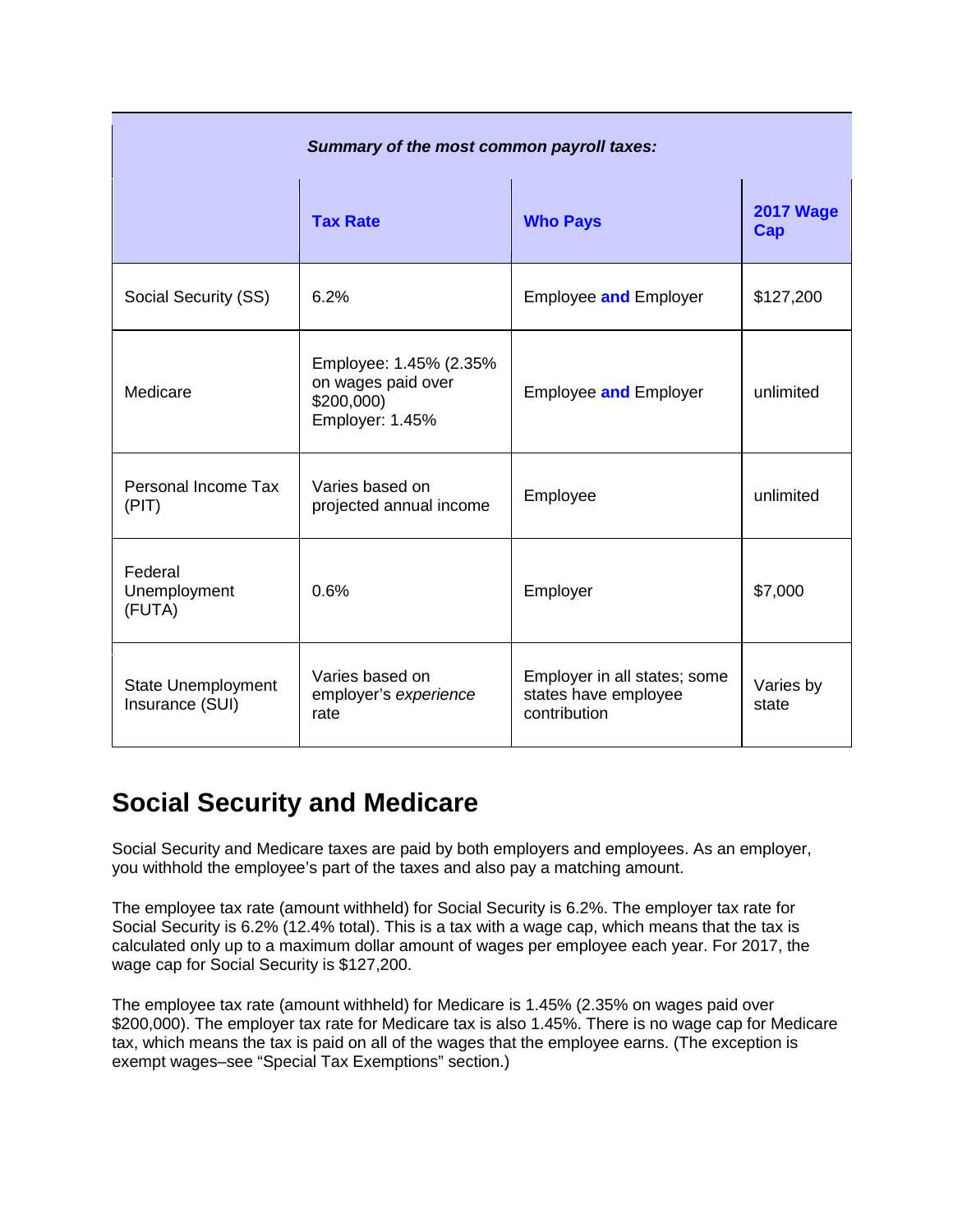| *Summary of the most common payroll taxes:* | | | |
|---|---|---|---|
| | **Tax Rate** | **Who Pays** | **2017 Wage Cap** |
| Social Security (SS) | 6.2% | Employee **and** Employer | $127,200 |
| Medicare | Employee: 1.45% (2.35% on wages paid over $200,000) Employer: 1.45% | Employee **and** Employer | unlimited |
| Personal Income Tax (PIT) | Varies based on projected annual income | Employee | unlimited |
| Federal Unemployment (FUTA) | 0.6% | Employer | $7,000 |
| State Unemployment Insurance (SUI) | Varies based on employer's *experience* rate | Employer in all states; some states have employee contribution | Varies by state |

## Social Security and Medicare

Social Security and Medicare taxes are paid by both employers and employees. As an employer, you withhold the employee's part of the taxes and also pay a matching amount.

The employee tax rate (amount withheld) for Social Security is 6.2%. The employer tax rate for Social Security is 6.2% (12.4% total). This is a tax with a wage cap, which means that the tax is calculated only up to a maximum dollar amount of wages per employee each year. For 2017, the wage cap for Social Security is $127,200.

The employee tax rate (amount withheld) for Medicare is 1.45% (2.35% on wages paid over $200,000). The employer tax rate for Medicare tax is also 1.45%. There is no wage cap for Medicare tax, which means the tax is paid on all of the wages that the employee earns. (The exception is exempt wages–see "Special Tax Exemptions" section.)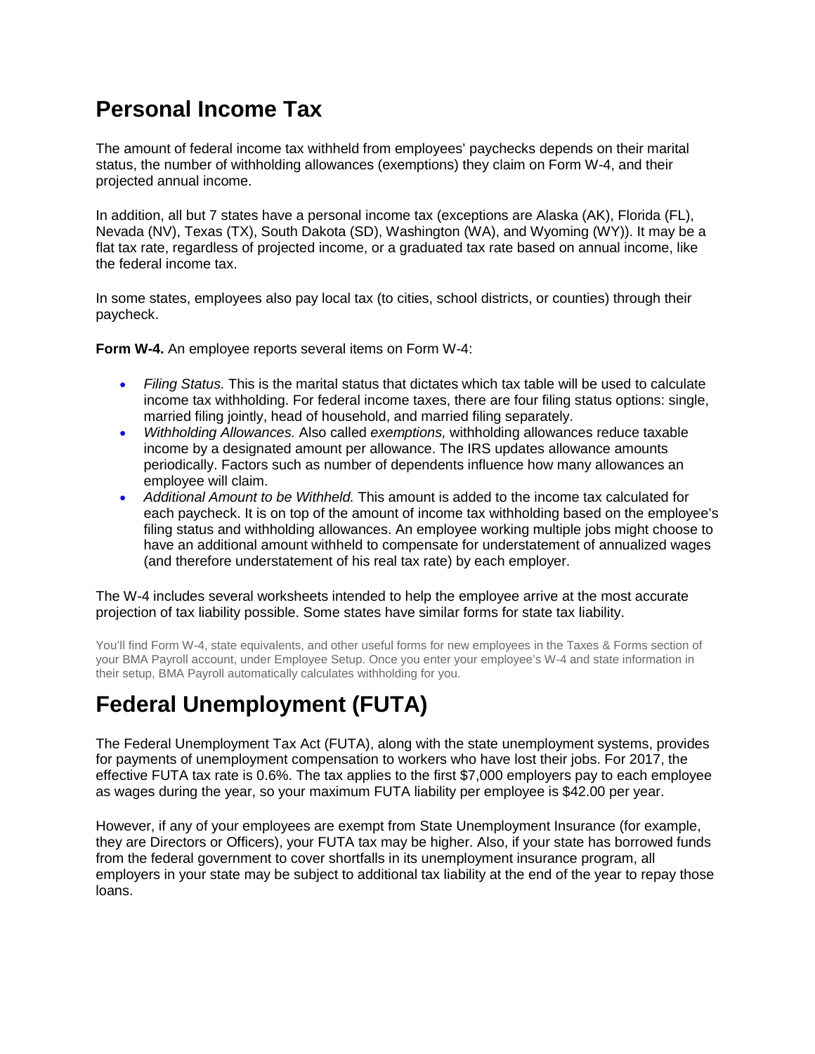# Personal Income Tax

The amount of federal income tax withheld from employees' paychecks depends on their marital status, the number of withholding allowances (exemptions) they claim on Form W-4, and their projected annual income.

In addition, all but 7 states have a personal income tax (exceptions are Alaska (AK), Florida (FL), Nevada (NV), Texas (TX), South Dakota (SD), Washington (WA), and Wyoming (WY)). It may be a flat tax rate, regardless of projected income, or a graduated tax rate based on annual income, like the federal income tax.

In some states, employees also pay local tax (to cities, school districts, or counties) through their paycheck.

**Form W-4.** An employee reports several items on Form W-4:

- *Filing Status.* This is the marital status that dictates which tax table will be used to calculate income tax withholding. For federal income taxes, there are four filing status options: single, married filing jointly, head of household, and married filing separately.
- *Withholding Allowances.* Also called *exemptions,* withholding allowances reduce taxable income by a designated amount per allowance. The IRS updates allowance amounts periodically. Factors such as number of dependents influence how many allowances an employee will claim.
- *Additional Amount to be Withheld.* This amount is added to the income tax calculated for each paycheck. It is on top of the amount of income tax withholding based on the employee's filing status and withholding allowances. An employee working multiple jobs might choose to have an additional amount withheld to compensate for understatement of annualized wages (and therefore understatement of his real tax rate) by each employer.

The W-4 includes several worksheets intended to help the employee arrive at the most accurate projection of tax liability possible. Some states have similar forms for state tax liability.

You'll find Form W-4, state equivalents, and other useful forms for new employees in the Taxes & Forms section of your BMA Payroll account, under Employee Setup. Once you enter your employee's W-4 and state information in their setup, BMA Payroll automatically calculates withholding for you.

# Federal Unemployment (FUTA)

The Federal Unemployment Tax Act (FUTA), along with the state unemployment systems, provides for payments of unemployment compensation to workers who have lost their jobs. For 2017, the effective FUTA tax rate is 0.6%. The tax applies to the first $7,000 employers pay to each employee as wages during the year, so your maximum FUTA liability per employee is $42.00 per year.

However, if any of your employees are exempt from State Unemployment Insurance (for example, they are Directors or Officers), your FUTA tax may be higher. Also, if your state has borrowed funds from the federal government to cover shortfalls in its unemployment insurance program, all employers in your state may be subject to additional tax liability at the end of the year to repay those loans.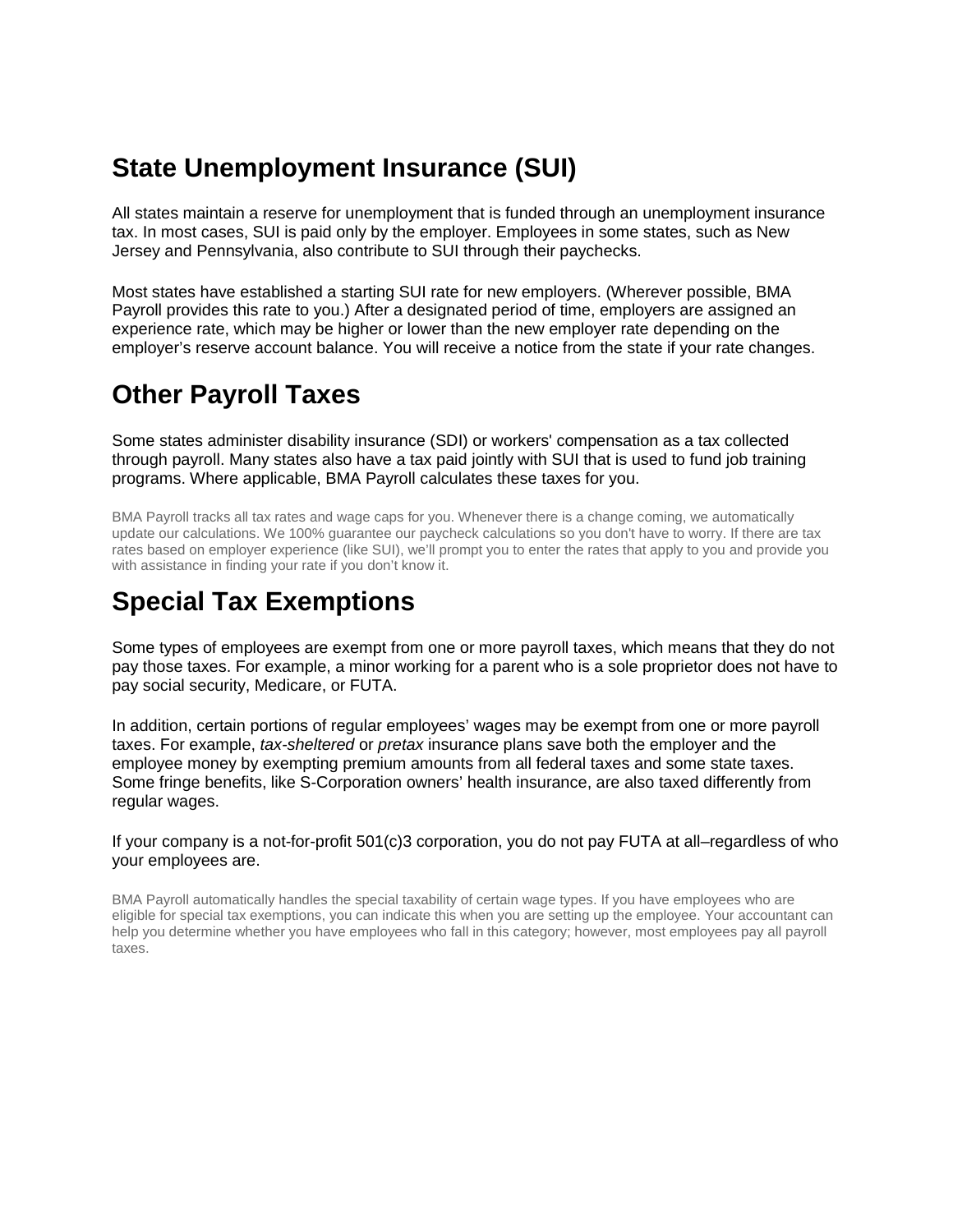## State Unemployment Insurance (SUI)

All states maintain a reserve for unemployment that is funded through an unemployment insurance tax. In most cases, SUI is paid only by the employer. Employees in some states, such as New Jersey and Pennsylvania, also contribute to SUI through their paychecks.

Most states have established a starting SUI rate for new employers. (Wherever possible, BMA Payroll provides this rate to you.) After a designated period of time, employers are assigned an experience rate, which may be higher or lower than the new employer rate depending on the employer's reserve account balance. You will receive a notice from the state if your rate changes.

## Other Payroll Taxes

Some states administer disability insurance (SDI) or workers' compensation as a tax collected through payroll. Many states also have a tax paid jointly with SUI that is used to fund job training programs. Where applicable, BMA Payroll calculates these taxes for you.

BMA Payroll tracks all tax rates and wage caps for you. Whenever there is a change coming, we automatically update our calculations. We 100% guarantee our paycheck calculations so you don't have to worry. If there are tax rates based on employer experience (like SUI), we'll prompt you to enter the rates that apply to you and provide you with assistance in finding your rate if you don't know it.

## Special Tax Exemptions

Some types of employees are exempt from one or more payroll taxes, which means that they do not pay those taxes. For example, a minor working for a parent who is a sole proprietor does not have to pay social security, Medicare, or FUTA.

In addition, certain portions of regular employees' wages may be exempt from one or more payroll taxes. For example, *tax-sheltered* or *pretax* insurance plans save both the employer and the employee money by exempting premium amounts from all federal taxes and some state taxes. Some fringe benefits, like S-Corporation owners' health insurance, are also taxed differently from regular wages.

If your company is a not-for-profit 501(c)3 corporation, you do not pay FUTA at all–regardless of who your employees are.

BMA Payroll automatically handles the special taxability of certain wage types. If you have employees who are eligible for special tax exemptions, you can indicate this when you are setting up the employee. Your accountant can help you determine whether you have employees who fall in this category; however, most employees pay all payroll taxes.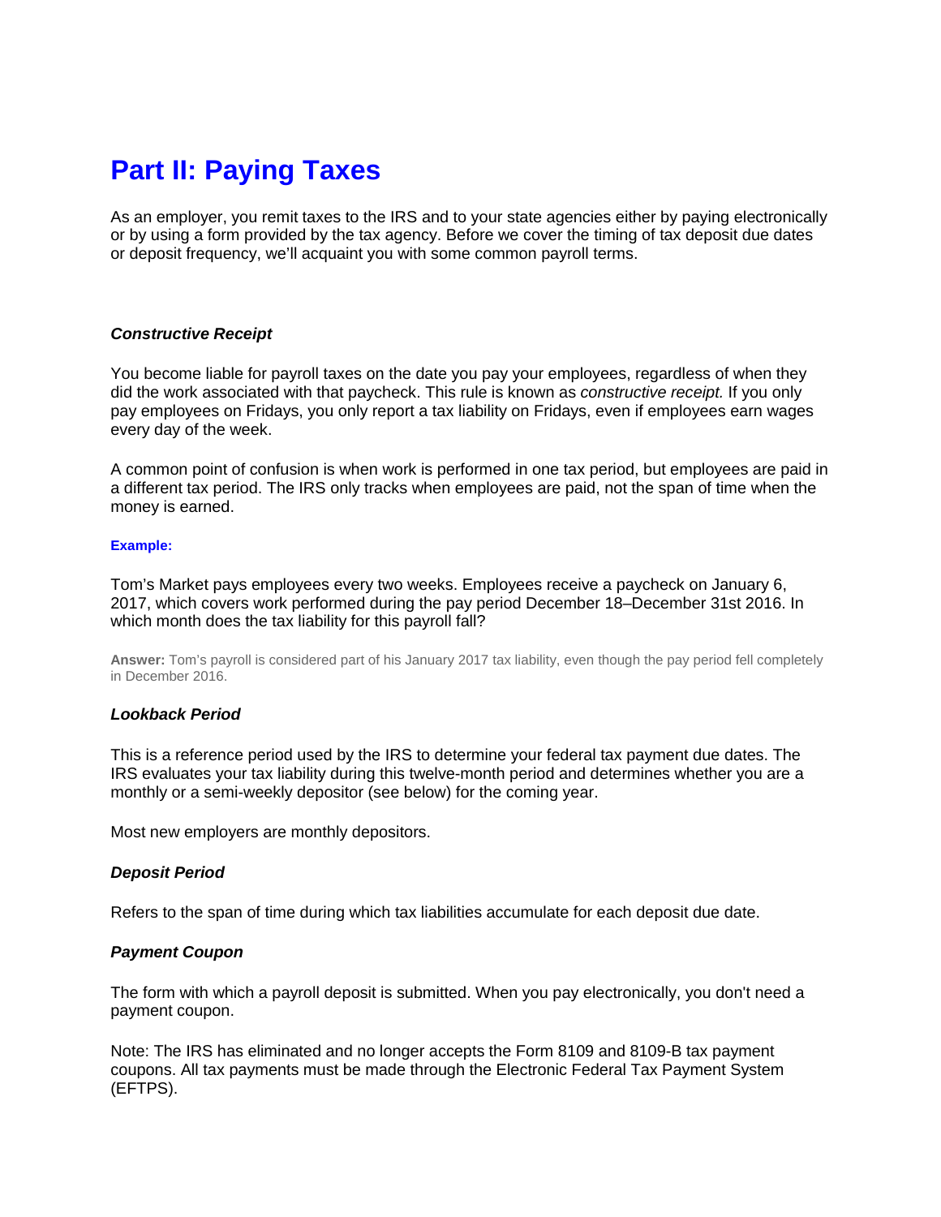# Part II: Paying Taxes

As an employer, you remit taxes to the IRS and to your state agencies either by paying electronically or by using a form provided by the tax agency. Before we cover the timing of tax deposit due dates or deposit frequency, we'll acquaint you with some common payroll terms.

### ***Constructive Receipt***

You become liable for payroll taxes on the date you pay your employees, regardless of when they did the work associated with that paycheck. This rule is known as *constructive receipt.* If you only pay employees on Fridays, you only report a tax liability on Fridays, even if employees earn wages every day of the week.

A common point of confusion is when work is performed in one tax period, but employees are paid in a different tax period. The IRS only tracks when employees are paid, not the span of time when the money is earned.

**Example:**

Tom's Market pays employees every two weeks. Employees receive a paycheck on January 6, 2017, which covers work performed during the pay period December 18–December 31st 2016. In which month does the tax liability for this payroll fall?

**Answer:** Tom's payroll is considered part of his January 2017 tax liability, even though the pay period fell completely in December 2016.

### ***Lookback Period***

This is a reference period used by the IRS to determine your federal tax payment due dates. The IRS evaluates your tax liability during this twelve-month period and determines whether you are a monthly or a semi-weekly depositor (see below) for the coming year.

Most new employers are monthly depositors.

### ***Deposit Period***

Refers to the span of time during which tax liabilities accumulate for each deposit due date.

### ***Payment Coupon***

The form with which a payroll deposit is submitted. When you pay electronically, you don't need a payment coupon.

Note: The IRS has eliminated and no longer accepts the Form 8109 and 8109-B tax payment coupons. All tax payments must be made through the Electronic Federal Tax Payment System (EFTPS).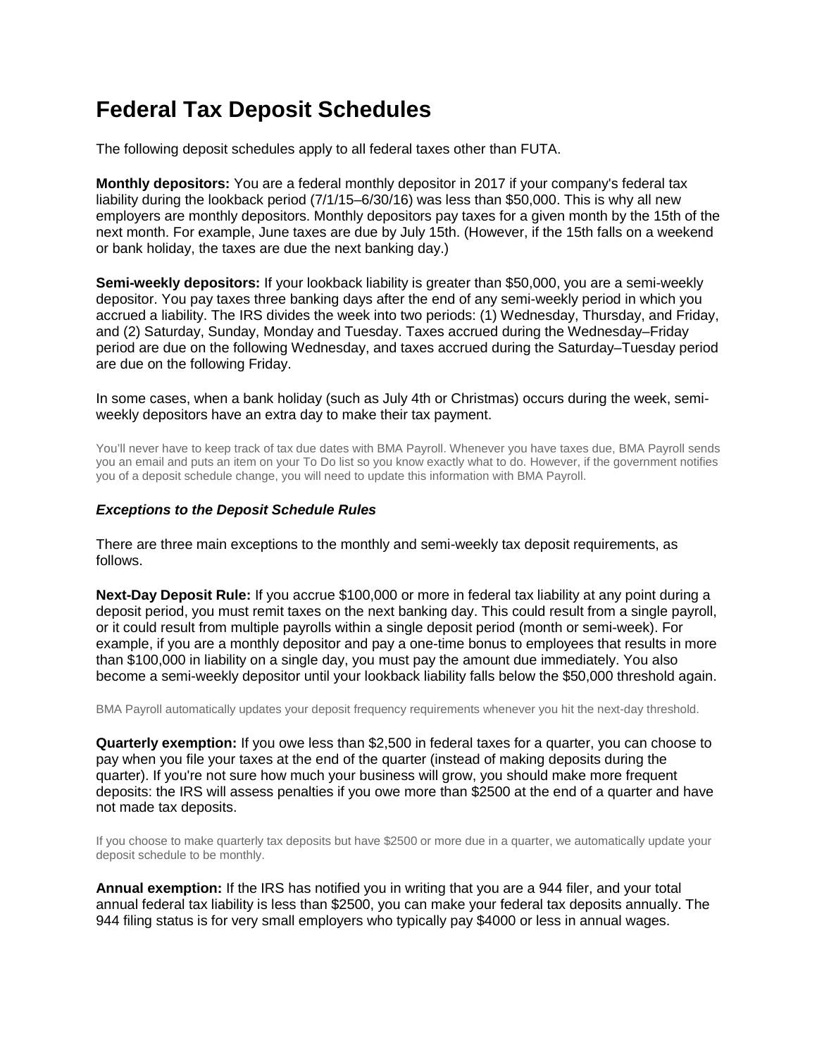# Federal Tax Deposit Schedules

The following deposit schedules apply to all federal taxes other than FUTA.

**Monthly depositors:** You are a federal monthly depositor in 2017 if your company's federal tax liability during the lookback period (7/1/15–6/30/16) was less than $50,000. This is why all new employers are monthly depositors. Monthly depositors pay taxes for a given month by the 15th of the next month. For example, June taxes are due by July 15th. (However, if the 15th falls on a weekend or bank holiday, the taxes are due the next banking day.)

**Semi-weekly depositors:** If your lookback liability is greater than $50,000, you are a semi-weekly depositor. You pay taxes three banking days after the end of any semi-weekly period in which you accrued a liability. The IRS divides the week into two periods: (1) Wednesday, Thursday, and Friday, and (2) Saturday, Sunday, Monday and Tuesday. Taxes accrued during the Wednesday–Friday period are due on the following Wednesday, and taxes accrued during the Saturday–Tuesday period are due on the following Friday.

In some cases, when a bank holiday (such as July 4th or Christmas) occurs during the week, semi-weekly depositors have an extra day to make their tax payment.

You'll never have to keep track of tax due dates with BMA Payroll. Whenever you have taxes due, BMA Payroll sends you an email and puts an item on your To Do list so you know exactly what to do. However, if the government notifies you of a deposit schedule change, you will need to update this information with BMA Payroll.

### *Exceptions to the Deposit Schedule Rules*

There are three main exceptions to the monthly and semi-weekly tax deposit requirements, as follows.

**Next-Day Deposit Rule:** If you accrue $100,000 or more in federal tax liability at any point during a deposit period, you must remit taxes on the next banking day. This could result from a single payroll, or it could result from multiple payrolls within a single deposit period (month or semi-week). For example, if you are a monthly depositor and pay a one-time bonus to employees that results in more than $100,000 in liability on a single day, you must pay the amount due immediately. You also become a semi-weekly depositor until your lookback liability falls below the $50,000 threshold again.

BMA Payroll automatically updates your deposit frequency requirements whenever you hit the next-day threshold.

**Quarterly exemption:** If you owe less than $2,500 in federal taxes for a quarter, you can choose to pay when you file your taxes at the end of the quarter (instead of making deposits during the quarter). If you're not sure how much your business will grow, you should make more frequent deposits: the IRS will assess penalties if you owe more than $2500 at the end of a quarter and have not made tax deposits.

If you choose to make quarterly tax deposits but have $2500 or more due in a quarter, we automatically update your deposit schedule to be monthly.

**Annual exemption:** If the IRS has notified you in writing that you are a 944 filer, and your total annual federal tax liability is less than $2500, you can make your federal tax deposits annually. The 944 filing status is for very small employers who typically pay $4000 or less in annual wages.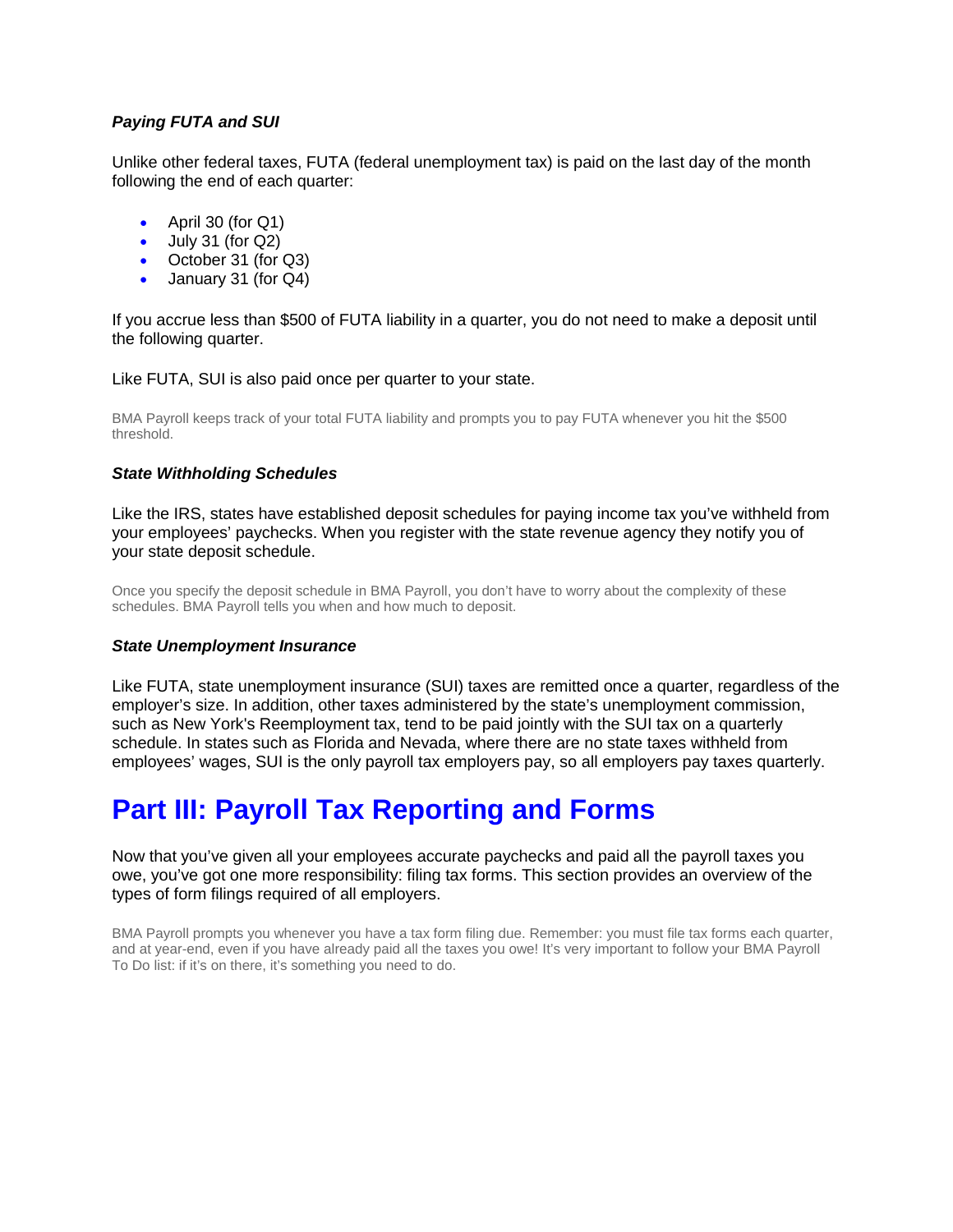### *Paying FUTA and SUI*

Unlike other federal taxes, FUTA (federal unemployment tax) is paid on the last day of the month following the end of each quarter:

- April 30 (for Q1)
- July 31 (for Q2)
- October 31 (for Q3)
- January 31 (for Q4)

If you accrue less than $500 of FUTA liability in a quarter, you do not need to make a deposit until the following quarter.

Like FUTA, SUI is also paid once per quarter to your state.

BMA Payroll keeps track of your total FUTA liability and prompts you to pay FUTA whenever you hit the $500 threshold.

### *State Withholding Schedules*

Like the IRS, states have established deposit schedules for paying income tax you've withheld from your employees' paychecks. When you register with the state revenue agency they notify you of your state deposit schedule.

Once you specify the deposit schedule in BMA Payroll, you don't have to worry about the complexity of these schedules. BMA Payroll tells you when and how much to deposit.

### *State Unemployment Insurance*

Like FUTA, state unemployment insurance (SUI) taxes are remitted once a quarter, regardless of the employer's size. In addition, other taxes administered by the state's unemployment commission, such as New York's Reemployment tax, tend to be paid jointly with the SUI tax on a quarterly schedule. In states such as Florida and Nevada, where there are no state taxes withheld from employees' wages, SUI is the only payroll tax employers pay, so all employers pay taxes quarterly.

# Part III: Payroll Tax Reporting and Forms

Now that you've given all your employees accurate paychecks and paid all the payroll taxes you owe, you've got one more responsibility: filing tax forms. This section provides an overview of the types of form filings required of all employers.

BMA Payroll prompts you whenever you have a tax form filing due. Remember: you must file tax forms each quarter, and at year-end, even if you have already paid all the taxes you owe! It's very important to follow your BMA Payroll To Do list: if it's on there, it's something you need to do.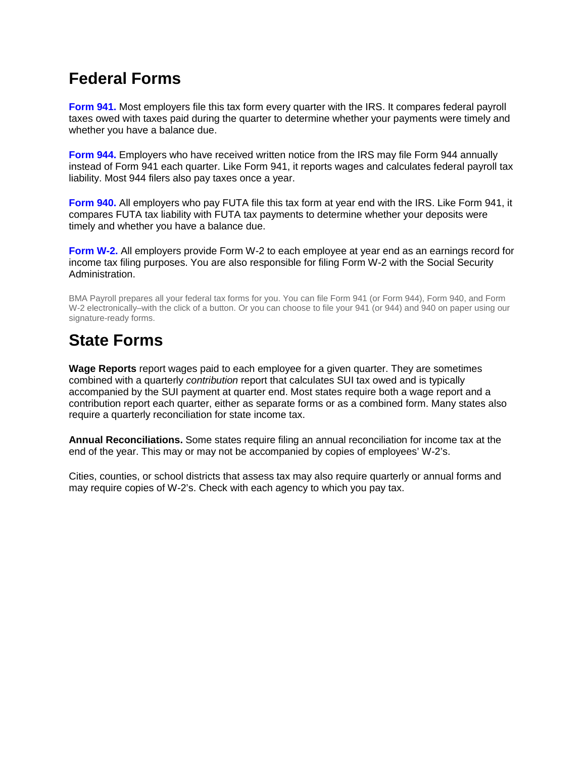## Federal Forms

**Form 941.** Most employers file this tax form every quarter with the IRS. It compares federal payroll taxes owed with taxes paid during the quarter to determine whether your payments were timely and whether you have a balance due.

**Form 944.** Employers who have received written notice from the IRS may file Form 944 annually instead of Form 941 each quarter. Like Form 941, it reports wages and calculates federal payroll tax liability. Most 944 filers also pay taxes once a year.

**Form 940.** All employers who pay FUTA file this tax form at year end with the IRS. Like Form 941, it compares FUTA tax liability with FUTA tax payments to determine whether your deposits were timely and whether you have a balance due.

**Form W-2.** All employers provide Form W-2 to each employee at year end as an earnings record for income tax filing purposes. You are also responsible for filing Form W-2 with the Social Security Administration.

BMA Payroll prepares all your federal tax forms for you. You can file Form 941 (or Form 944), Form 940, and Form W-2 electronically–with the click of a button. Or you can choose to file your 941 (or 944) and 940 on paper using our signature-ready forms.

## State Forms

**Wage Reports** report wages paid to each employee for a given quarter. They are sometimes combined with a quarterly *contribution* report that calculates SUI tax owed and is typically accompanied by the SUI payment at quarter end. Most states require both a wage report and a contribution report each quarter, either as separate forms or as a combined form. Many states also require a quarterly reconciliation for state income tax.

**Annual Reconciliations.** Some states require filing an annual reconciliation for income tax at the end of the year. This may or may not be accompanied by copies of employees' W-2's.

Cities, counties, or school districts that assess tax may also require quarterly or annual forms and may require copies of W-2's. Check with each agency to which you pay tax.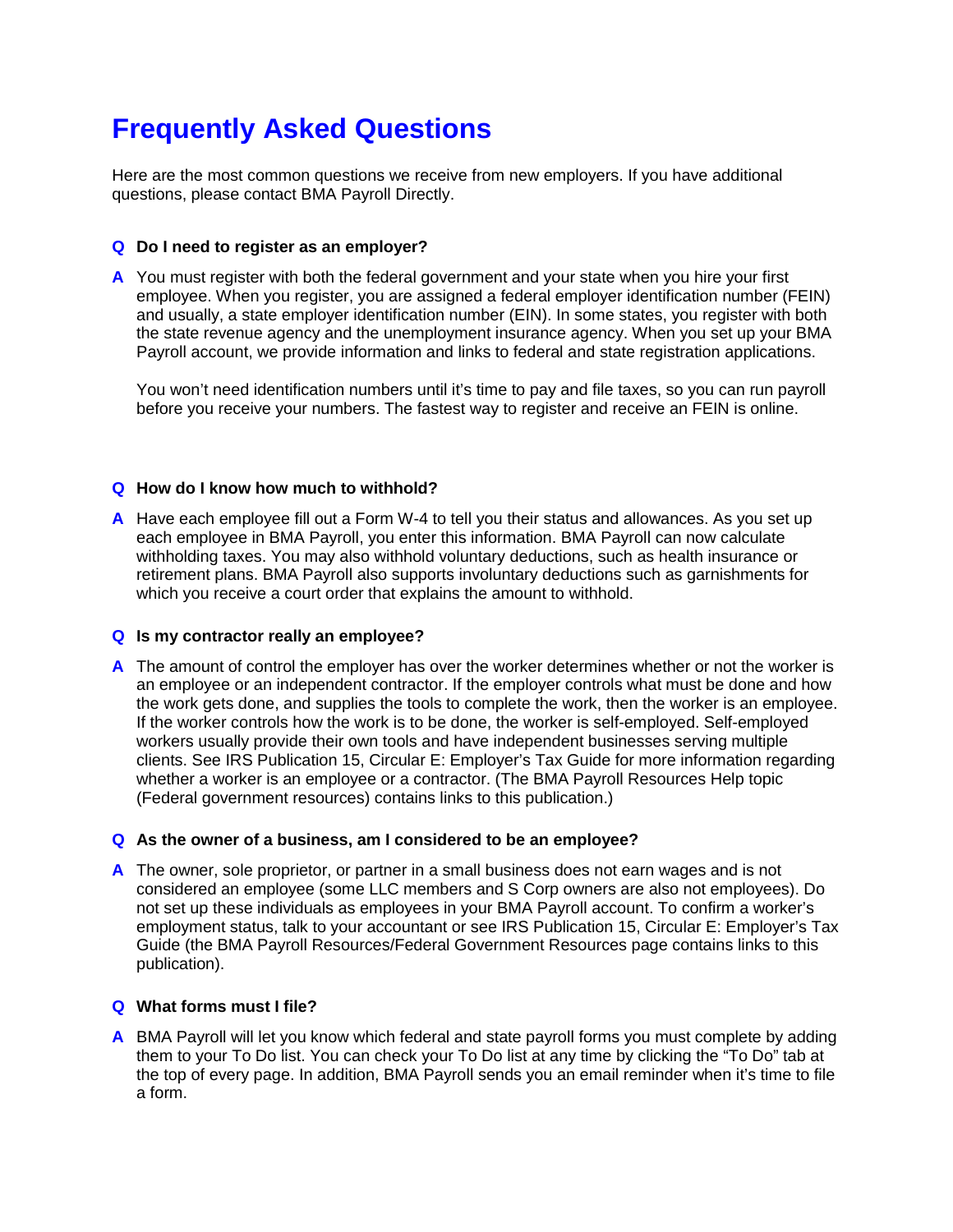# Frequently Asked Questions

Here are the most common questions we receive from new employers. If you have additional questions, please contact BMA Payroll Directly.

**Q Do I need to register as an employer?**

**A** You must register with both the federal government and your state when you hire your first employee. When you register, you are assigned a federal employer identification number (FEIN) and usually, a state employer identification number (EIN). In some states, you register with both the state revenue agency and the unemployment insurance agency. When you set up your BMA Payroll account, we provide information and links to federal and state registration applications.

You won't need identification numbers until it's time to pay and file taxes, so you can run payroll before you receive your numbers. The fastest way to register and receive an FEIN is online.

**Q How do I know how much to withhold?**

**A** Have each employee fill out a Form W-4 to tell you their status and allowances. As you set up each employee in BMA Payroll, you enter this information. BMA Payroll can now calculate withholding taxes. You may also withhold voluntary deductions, such as health insurance or retirement plans. BMA Payroll also supports involuntary deductions such as garnishments for which you receive a court order that explains the amount to withhold.

**Q Is my contractor really an employee?**

**A** The amount of control the employer has over the worker determines whether or not the worker is an employee or an independent contractor. If the employer controls what must be done and how the work gets done, and supplies the tools to complete the work, then the worker is an employee. If the worker controls how the work is to be done, the worker is self-employed. Self-employed workers usually provide their own tools and have independent businesses serving multiple clients. See IRS Publication 15, Circular E: Employer's Tax Guide for more information regarding whether a worker is an employee or a contractor. (The BMA Payroll Resources Help topic (Federal government resources) contains links to this publication.)

**Q As the owner of a business, am I considered to be an employee?**

**A** The owner, sole proprietor, or partner in a small business does not earn wages and is not considered an employee (some LLC members and S Corp owners are also not employees). Do not set up these individuals as employees in your BMA Payroll account. To confirm a worker's employment status, talk to your accountant or see IRS Publication 15, Circular E: Employer's Tax Guide (the BMA Payroll Resources/Federal Government Resources page contains links to this publication).

**Q What forms must I file?**

**A** BMA Payroll will let you know which federal and state payroll forms you must complete by adding them to your To Do list. You can check your To Do list at any time by clicking the "To Do" tab at the top of every page. In addition, BMA Payroll sends you an email reminder when it's time to file a form.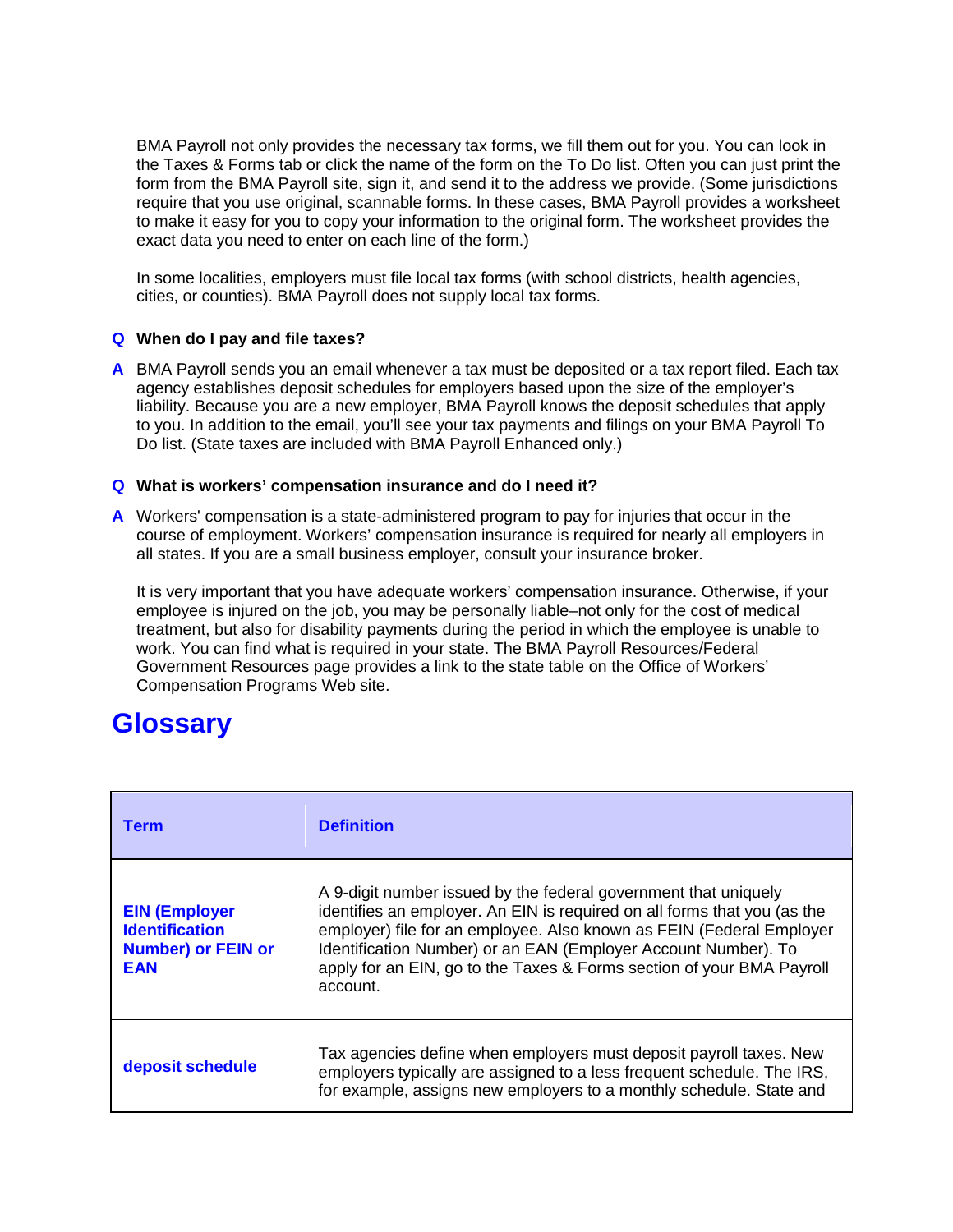BMA Payroll not only provides the necessary tax forms, we fill them out for you. You can look in the Taxes & Forms tab or click the name of the form on the To Do list. Often you can just print the form from the BMA Payroll site, sign it, and send it to the address we provide. (Some jurisdictions require that you use original, scannable forms. In these cases, BMA Payroll provides a worksheet to make it easy for you to copy your information to the original form. The worksheet provides the exact data you need to enter on each line of the form.)

In some localities, employers must file local tax forms (with school districts, health agencies, cities, or counties). BMA Payroll does not supply local tax forms.

**Q When do I pay and file taxes?**

**A** BMA Payroll sends you an email whenever a tax must be deposited or a tax report filed. Each tax agency establishes deposit schedules for employers based upon the size of the employer's liability. Because you are a new employer, BMA Payroll knows the deposit schedules that apply to you. In addition to the email, you'll see your tax payments and filings on your BMA Payroll To Do list. (State taxes are included with BMA Payroll Enhanced only.)

**Q What is workers' compensation insurance and do I need it?**

**A** Workers' compensation is a state-administered program to pay for injuries that occur in the course of employment. Workers' compensation insurance is required for nearly all employers in all states. If you are a small business employer, consult your insurance broker.

It is very important that you have adequate workers' compensation insurance. Otherwise, if your employee is injured on the job, you may be personally liable–not only for the cost of medical treatment, but also for disability payments during the period in which the employee is unable to work. You can find what is required in your state. The BMA Payroll Resources/Federal Government Resources page provides a link to the state table on the Office of Workers' Compensation Programs Web site.

# Glossary

| Term | Definition |
| --- | --- |
| **EIN (Employer Identification Number) or FEIN or EAN** | A 9-digit number issued by the federal government that uniquely identifies an employer. An EIN is required on all forms that you (as the employer) file for an employee. Also known as FEIN (Federal Employer Identification Number) or an EAN (Employer Account Number). To apply for an EIN, go to the Taxes & Forms section of your BMA Payroll account. |
| **deposit schedule** | Tax agencies define when employers must deposit payroll taxes. New employers typically are assigned to a less frequent schedule. The IRS, for example, assigns new employers to a monthly schedule. State and |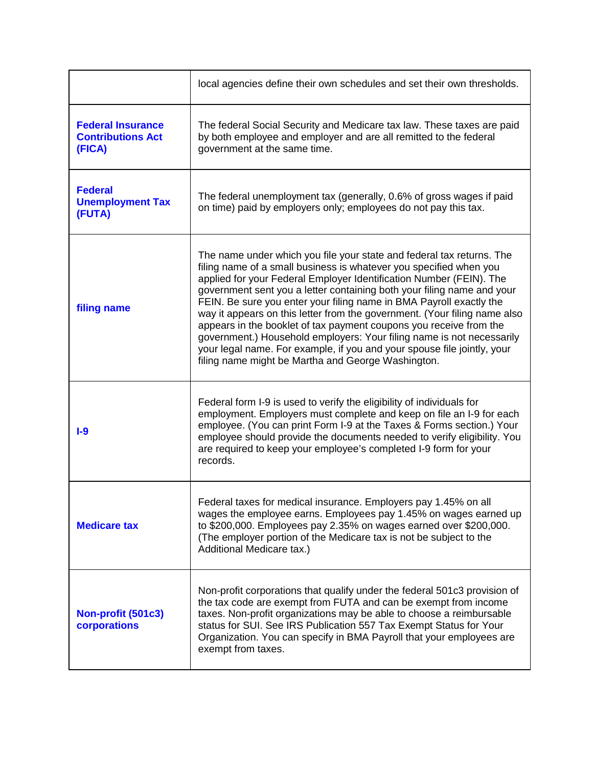| | |
|---|---|
| | local agencies define their own schedules and set their own thresholds. |
| **Federal Insurance Contributions Act (FICA)** | The federal Social Security and Medicare tax law. These taxes are paid by both employee and employer and are all remitted to the federal government at the same time. |
| **Federal Unemployment Tax (FUTA)** | The federal unemployment tax (generally, 0.6% of gross wages if paid on time) paid by employers only; employees do not pay this tax. |
| **filing name** | The name under which you file your state and federal tax returns. The filing name of a small business is whatever you specified when you applied for your Federal Employer Identification Number (FEIN). The government sent you a letter containing both your filing name and your FEIN. Be sure you enter your filing name in BMA Payroll exactly the way it appears on this letter from the government. (Your filing name also appears in the booklet of tax payment coupons you receive from the government.) Household employers: Your filing name is not necessarily your legal name. For example, if you and your spouse file jointly, your filing name might be Martha and George Washington. |
| **I-9** | Federal form I-9 is used to verify the eligibility of individuals for employment. Employers must complete and keep on file an I-9 for each employee. (You can print Form I-9 at the Taxes & Forms section.) Your employee should provide the documents needed to verify eligibility. You are required to keep your employee's completed I-9 form for your records. |
| **Medicare tax** | Federal taxes for medical insurance. Employers pay 1.45% on all wages the employee earns. Employees pay 1.45% on wages earned up to $200,000. Employees pay 2.35% on wages earned over $200,000. (The employer portion of the Medicare tax is not be subject to the Additional Medicare tax.) |
| **Non-profit (501c3) corporations** | Non-profit corporations that qualify under the federal 501c3 provision of the tax code are exempt from FUTA and can be exempt from income taxes. Non-profit organizations may be able to choose a reimbursable status for SUI. See IRS Publication 557 Tax Exempt Status for Your Organization. You can specify in BMA Payroll that your employees are exempt from taxes. |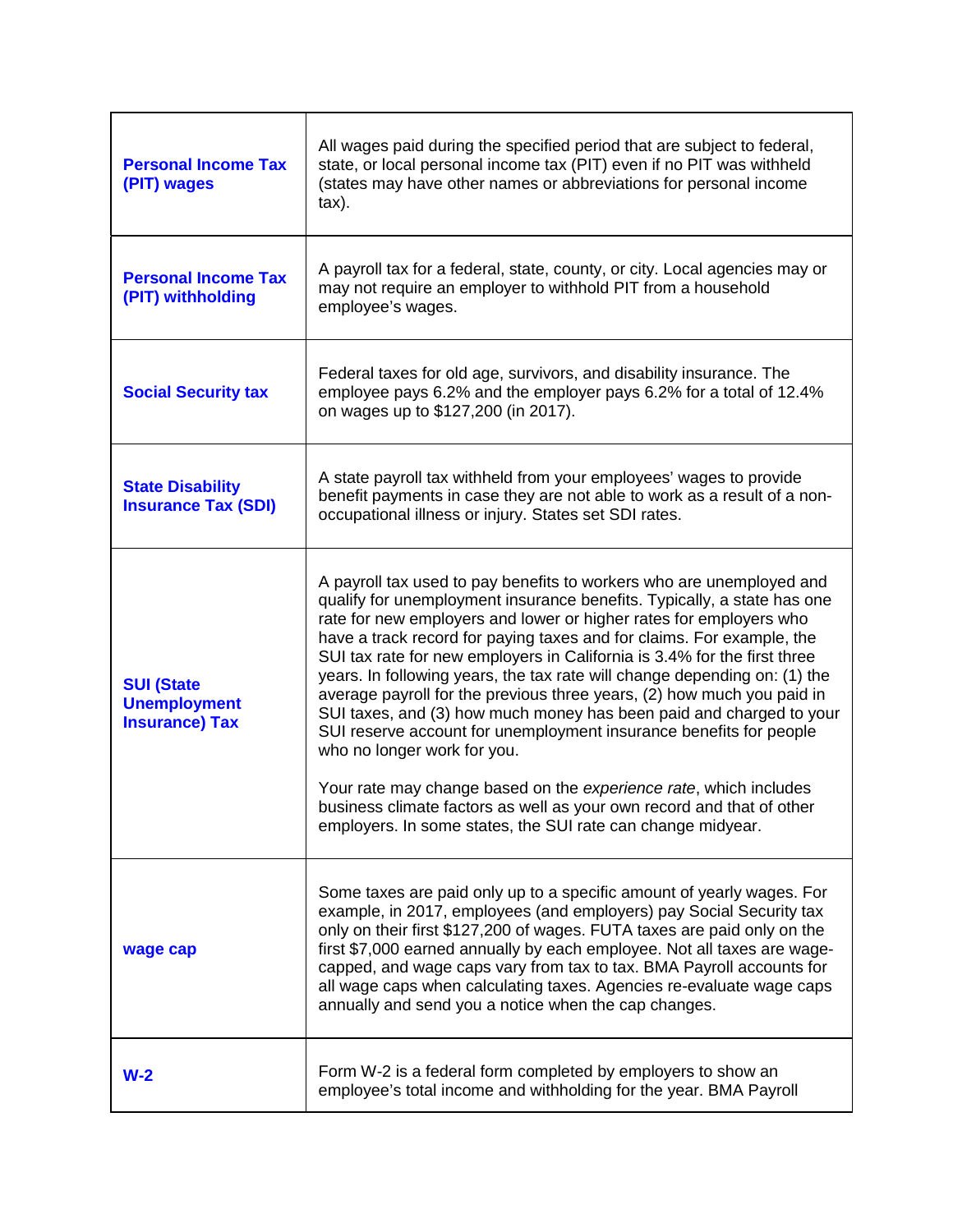| | |
|---|---|
| **Personal Income Tax (PIT) wages** | All wages paid during the specified period that are subject to federal, state, or local personal income tax (PIT) even if no PIT was withheld (states may have other names or abbreviations for personal income tax). |
| **Personal Income Tax (PIT) withholding** | A payroll tax for a federal, state, county, or city. Local agencies may or may not require an employer to withhold PIT from a household employee's wages. |
| **Social Security tax** | Federal taxes for old age, survivors, and disability insurance. The employee pays 6.2% and the employer pays 6.2% for a total of 12.4% on wages up to $127,200 (in 2017). |
| **State Disability Insurance Tax (SDI)** | A state payroll tax withheld from your employees' wages to provide benefit payments in case they are not able to work as a result of a non-occupational illness or injury. States set SDI rates. |
| **SUI (State Unemployment Insurance) Tax** | A payroll tax used to pay benefits to workers who are unemployed and qualify for unemployment insurance benefits. Typically, a state has one rate for new employers and lower or higher rates for employers who have a track record for paying taxes and for claims. For example, the SUI tax rate for new employers in California is 3.4% for the first three years. In following years, the tax rate will change depending on: (1) the average payroll for the previous three years, (2) how much you paid in SUI taxes, and (3) how much money has been paid and charged to your SUI reserve account for unemployment insurance benefits for people who no longer work for you.<br><br>Your rate may change based on the *experience rate*, which includes business climate factors as well as your own record and that of other employers. In some states, the SUI rate can change midyear. |
| **wage cap** | Some taxes are paid only up to a specific amount of yearly wages. For example, in 2017, employees (and employers) pay Social Security tax only on their first $127,200 of wages. FUTA taxes are paid only on the first $7,000 earned annually by each employee. Not all taxes are wage-capped, and wage caps vary from tax to tax. BMA Payroll accounts for all wage caps when calculating taxes. Agencies re-evaluate wage caps annually and send you a notice when the cap changes. |
| **W-2** | Form W-2 is a federal form completed by employers to show an employee's total income and withholding for the year. BMA Payroll |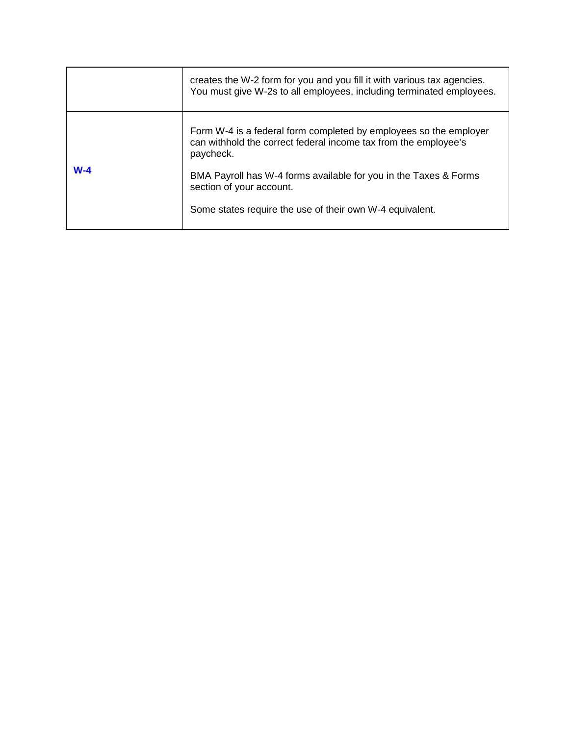| | |
|---|---|
| | creates the W-2 form for you and you fill it with various tax agencies. You must give W-2s to all employees, including terminated employees. |
| **W-4** | Form W-4 is a federal form completed by employees so the employer can withhold the correct federal income tax from the employee's paycheck.<br><br>BMA Payroll has W-4 forms available for you in the Taxes & Forms section of your account.<br><br>Some states require the use of their own W-4 equivalent. |